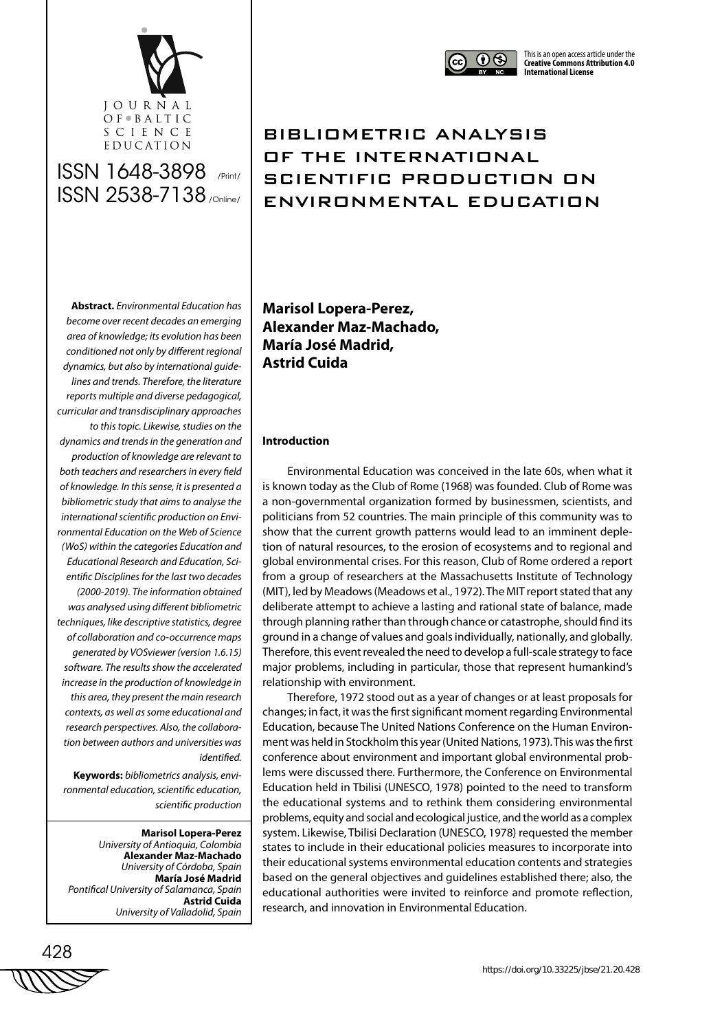# BIBLIOMETRIC ANALYSIS OF THE INTERNATIONAL SCIENTIFIC PRODUCTION ON ENVIRONMENTAL EDUCATION

This is an open access article under the **Creative Commons Attribution 4.0 International License**

**Marisol Lopera-Perez, Alexander Maz-Machado, María José Madrid, Astrid Cuida**

**Abstract.** *Environmental Education has become over recent decades an emerging area of knowledge; its evolution has been conditioned not only by different regional dynamics, but also by international guidelines and trends. Therefore, the literature reports multiple and diverse pedagogical, curricular and transdisciplinary approaches to this topic. Likewise, studies on the dynamics and trends in the generation and production of knowledge are relevant to both teachers and researchers in every field of knowledge. In this sense, it is presented a bibliometric study that aims to analyse the international scientific production on Environmental Education on the Web of Science (WoS) within the categories Education and Educational Research and Education, Scientific Disciplines for the last two decades (2000-2019). The information obtained was analysed using different bibliometric techniques, like descriptive statistics, degree of collaboration and co-occurrence maps generated by VOSviewer (version 1.6.15) software. The results show the accelerated increase in the production of knowledge in this area, they present the main research contexts, as well as some educational and research perspectives. Also, the collaboration between authors and universities was identified.*

**Keywords:** *bibliometrics analysis, environmental education, scientific education, scientific production*

**Marisol Lopera-Perez**
*University of Antioquia, Colombia*
**Alexander Maz-Machado**
*University of Córdoba, Spain*
**María José Madrid**
*Pontifical University of Salamanca, Spain*
**Astrid Cuida**
*University of Valladolid, Spain*

## Introduction

Environmental Education was conceived in the late 60s, when what it is known today as the Club of Rome (1968) was founded. Club of Rome was a non-governmental organization formed by businessmen, scientists, and politicians from 52 countries. The main principle of this community was to show that the current growth patterns would lead to an imminent depletion of natural resources, to the erosion of ecosystems and to regional and global environmental crises. For this reason, Club of Rome ordered a report from a group of researchers at the Massachusetts Institute of Technology (MIT), led by Meadows (Meadows et al., 1972). The MIT report stated that any deliberate attempt to achieve a lasting and rational state of balance, made through planning rather than through chance or catastrophe, should find its ground in a change of values and goals individually, nationally, and globally. Therefore, this event revealed the need to develop a full-scale strategy to face major problems, including in particular, those that represent humankind's relationship with environment.

Therefore, 1972 stood out as a year of changes or at least proposals for changes; in fact, it was the first significant moment regarding Environmental Education, because The United Nations Conference on the Human Environment was held in Stockholm this year (United Nations, 1973). This was the first conference about environment and important global environmental problems were discussed there. Furthermore, the Conference on Environmental Education held in Tbilisi (UNESCO, 1978) pointed to the need to transform the educational systems and to rethink them considering environmental problems, equity and social and ecological justice, and the world as a complex system. Likewise, Tbilisi Declaration (UNESCO, 1978) requested the member states to include in their educational policies measures to incorporate into their educational systems environmental education contents and strategies based on the general objectives and guidelines established there; also, the educational authorities were invited to reinforce and promote reflection, research, and innovation in Environmental Education.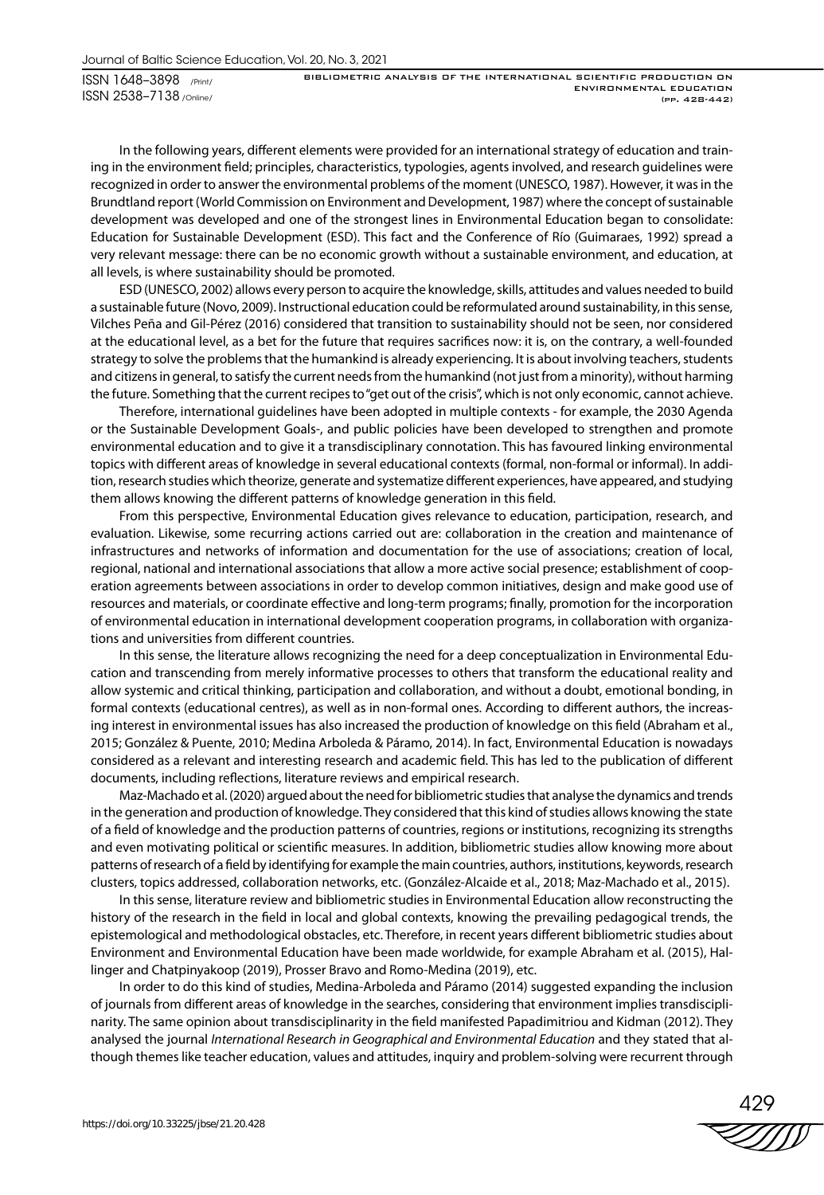In the following years, different elements were provided for an international strategy of education and training in the environment field; principles, characteristics, typologies, agents involved, and research guidelines were recognized in order to answer the environmental problems of the moment (UNESCO, 1987). However, it was in the Brundtland report (World Commission on Environment and Development, 1987) where the concept of sustainable development was developed and one of the strongest lines in Environmental Education began to consolidate: Education for Sustainable Development (ESD). This fact and the Conference of Río (Guimaraes, 1992) spread a very relevant message: there can be no economic growth without a sustainable environment, and education, at all levels, is where sustainability should be promoted.

ESD (UNESCO, 2002) allows every person to acquire the knowledge, skills, attitudes and values needed to build a sustainable future (Novo, 2009). Instructional education could be reformulated around sustainability, in this sense, Vilches Peña and Gil-Pérez (2016) considered that transition to sustainability should not be seen, nor considered at the educational level, as a bet for the future that requires sacrifices now: it is, on the contrary, a well-founded strategy to solve the problems that the humankind is already experiencing. It is about involving teachers, students and citizens in general, to satisfy the current needs from the humankind (not just from a minority), without harming the future. Something that the current recipes to "get out of the crisis", which is not only economic, cannot achieve.

Therefore, international guidelines have been adopted in multiple contexts - for example, the 2030 Agenda or the Sustainable Development Goals-, and public policies have been developed to strengthen and promote environmental education and to give it a transdisciplinary connotation. This has favoured linking environmental topics with different areas of knowledge in several educational contexts (formal, non-formal or informal). In addition, research studies which theorize, generate and systematize different experiences, have appeared, and studying them allows knowing the different patterns of knowledge generation in this field.

From this perspective, Environmental Education gives relevance to education, participation, research, and evaluation. Likewise, some recurring actions carried out are: collaboration in the creation and maintenance of infrastructures and networks of information and documentation for the use of associations; creation of local, regional, national and international associations that allow a more active social presence; establishment of cooperation agreements between associations in order to develop common initiatives, design and make good use of resources and materials, or coordinate effective and long-term programs; finally, promotion for the incorporation of environmental education in international development cooperation programs, in collaboration with organizations and universities from different countries.

In this sense, the literature allows recognizing the need for a deep conceptualization in Environmental Education and transcending from merely informative processes to others that transform the educational reality and allow systemic and critical thinking, participation and collaboration, and without a doubt, emotional bonding, in formal contexts (educational centres), as well as in non-formal ones. According to different authors, the increasing interest in environmental issues has also increased the production of knowledge on this field (Abraham et al., 2015; González & Puente, 2010; Medina Arboleda & Páramo, 2014). In fact, Environmental Education is nowadays considered as a relevant and interesting research and academic field. This has led to the publication of different documents, including reflections, literature reviews and empirical research.

Maz-Machado et al. (2020) argued about the need for bibliometric studies that analyse the dynamics and trends in the generation and production of knowledge. They considered that this kind of studies allows knowing the state of a field of knowledge and the production patterns of countries, regions or institutions, recognizing its strengths and even motivating political or scientific measures. In addition, bibliometric studies allow knowing more about patterns of research of a field by identifying for example the main countries, authors, institutions, keywords, research clusters, topics addressed, collaboration networks, etc. (González-Alcaide et al., 2018; Maz-Machado et al., 2015).

In this sense, literature review and bibliometric studies in Environmental Education allow reconstructing the history of the research in the field in local and global contexts, knowing the prevailing pedagogical trends, the epistemological and methodological obstacles, etc. Therefore, in recent years different bibliometric studies about Environment and Environmental Education have been made worldwide, for example Abraham et al. (2015), Hallinger and Chatpinyakoop (2019), Prosser Bravo and Romo-Medina (2019), etc.

In order to do this kind of studies, Medina-Arboleda and Páramo (2014) suggested expanding the inclusion of journals from different areas of knowledge in the searches, considering that environment implies transdisciplinarity. The same opinion about transdisciplinarity in the field manifested Papadimitriou and Kidman (2012). They analysed the journal *International Research in Geographical and Environmental Education* and they stated that although themes like teacher education, values and attitudes, inquiry and problem-solving were recurrent through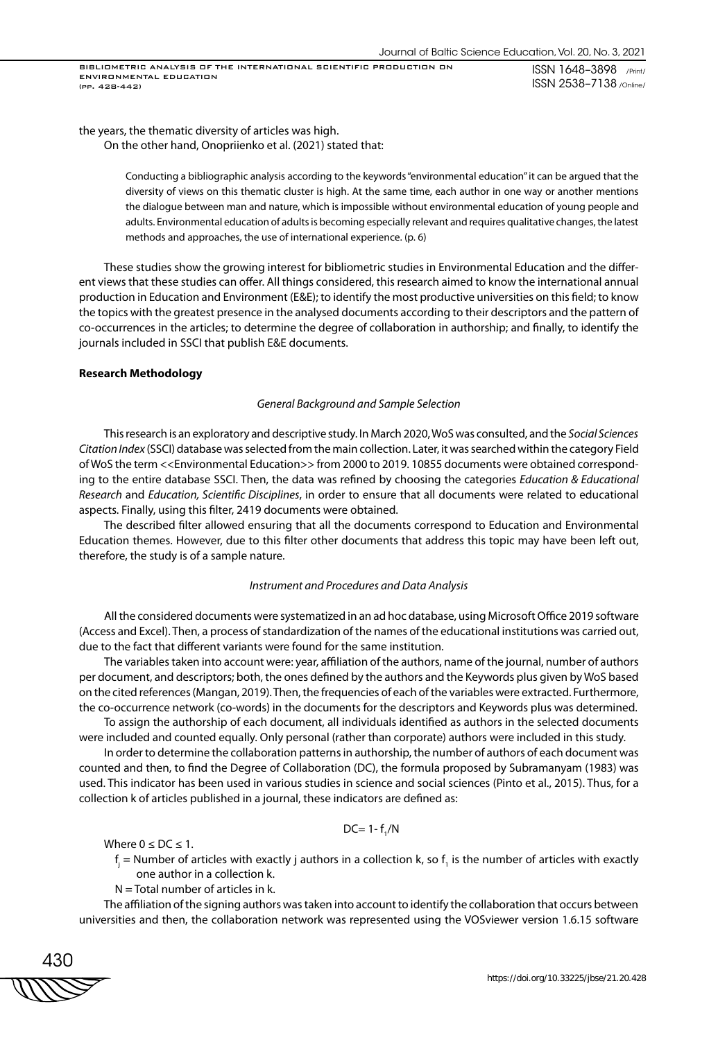the years, the thematic diversity of articles was high.

On the other hand, Onopriienko et al. (2021) stated that:

> Conducting a bibliographic analysis according to the keywords "environmental education" it can be argued that the diversity of views on this thematic cluster is high. At the same time, each author in one way or another mentions the dialogue between man and nature, which is impossible without environmental education of young people and adults. Environmental education of adults is becoming especially relevant and requires qualitative changes, the latest methods and approaches, the use of international experience. (p. 6)

These studies show the growing interest for bibliometric studies in Environmental Education and the different views that these studies can offer. All things considered, this research aimed to know the international annual production in Education and Environment (E&E); to identify the most productive universities on this field; to know the topics with the greatest presence in the analysed documents according to their descriptors and the pattern of co-occurrences in the articles; to determine the degree of collaboration in authorship; and finally, to identify the journals included in SSCI that publish E&E documents.

## Research Methodology

### *General Background and Sample Selection*

This research is an exploratory and descriptive study. In March 2020, WoS was consulted, and the *Social Sciences Citation Index* (SSCI) database was selected from the main collection. Later, it was searched within the category Field of WoS the term <<Environmental Education>> from 2000 to 2019. 10855 documents were obtained corresponding to the entire database SSCI. Then, the data was refined by choosing the categories *Education & Educational Research* and *Education, Scientific Disciplines*, in order to ensure that all documents were related to educational aspects. Finally, using this filter, 2419 documents were obtained.

The described filter allowed ensuring that all the documents correspond to Education and Environmental Education themes. However, due to this filter other documents that address this topic may have been left out, therefore, the study is of a sample nature.

### *Instrument and Procedures and Data Analysis*

All the considered documents were systematized in an ad hoc database, using Microsoft Office 2019 software (Access and Excel). Then, a process of standardization of the names of the educational institutions was carried out, due to the fact that different variants were found for the same institution.

The variables taken into account were: year, affiliation of the authors, name of the journal, number of authors per document, and descriptors; both, the ones defined by the authors and the Keywords plus given by WoS based on the cited references (Mangan, 2019). Then, the frequencies of each of the variables were extracted. Furthermore, the co-occurrence network (co-words) in the documents for the descriptors and Keywords plus was determined.

To assign the authorship of each document, all individuals identified as authors in the selected documents were included and counted equally. Only personal (rather than corporate) authors were included in this study.

In order to determine the collaboration patterns in authorship, the number of authors of each document was counted and then, to find the Degree of Collaboration (DC), the formula proposed by Subramanyam (1983) was used. This indicator has been used in various studies in science and social sciences (Pinto et al., 2015). Thus, for a collection k of articles published in a journal, these indicators are defined as:

$$DC = 1 - f_1/N$$

Where $0 \leq DC \leq 1$.

$f_j$ = Number of articles with exactly j authors in a collection k, so $f_1$ is the number of articles with exactly one author in a collection k.

N = Total number of articles in k.

The affiliation of the signing authors was taken into account to identify the collaboration that occurs between universities and then, the collaboration network was represented using the VOSviewer version 1.6.15 software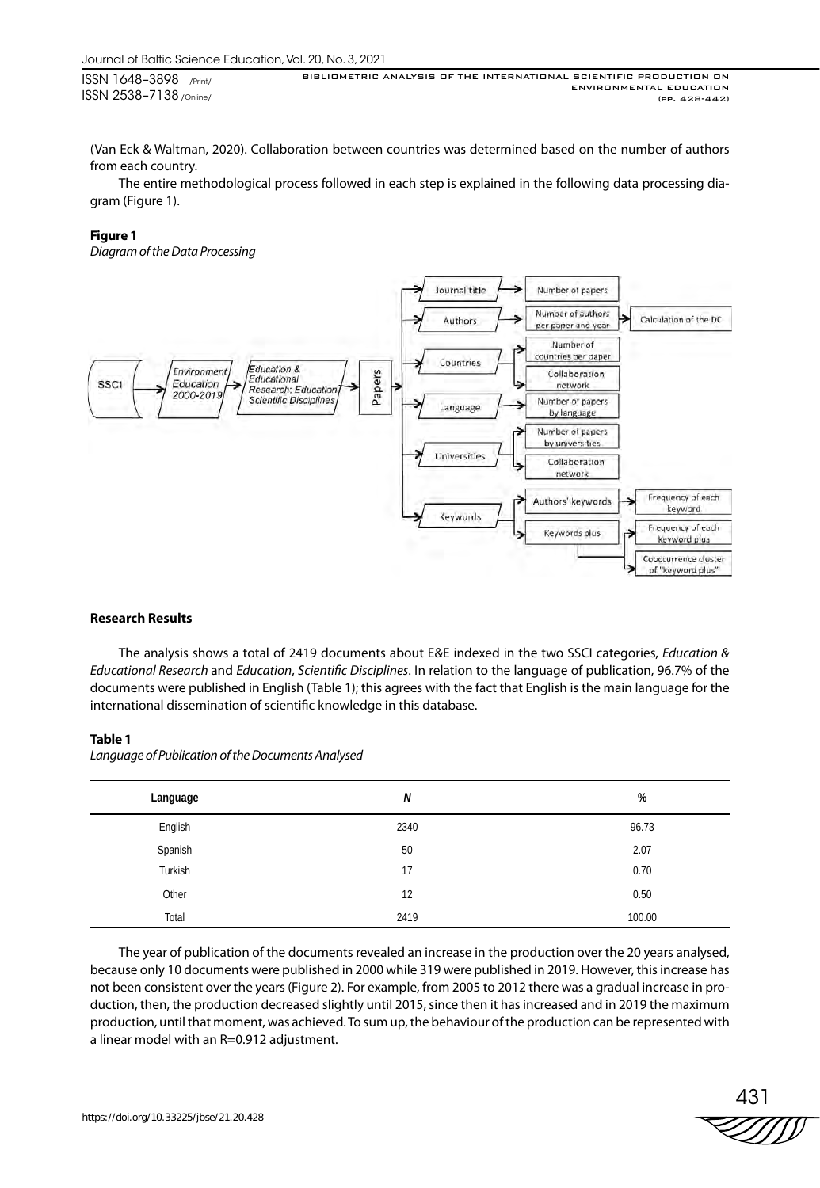(Van Eck & Waltman, 2020). Collaboration between countries was determined based on the number of authors from each country.

The entire methodological process followed in each step is explained in the following data processing diagram (Figure 1).

**Figure 1**

*Diagram of the Data Processing*

## Research Results

The analysis shows a total of 2419 documents about E&E indexed in the two SSCI categories, *Education & Educational Research* and *Education*, *Scientific Disciplines*. In relation to the language of publication, 96.7% of the documents were published in English (Table 1); this agrees with the fact that English is the main language for the international dissemination of scientific knowledge in this database.

**Table 1**

*Language of Publication of the Documents Analysed*

| Language | *N* | % |
|---|---|---|
| English | 2340 | 96.73 |
| Spanish | 50 | 2.07 |
| Turkish | 17 | 0.70 |
| Other | 12 | 0.50 |
| Total | 2419 | 100.00 |

The year of publication of the documents revealed an increase in the production over the 20 years analysed, because only 10 documents were published in 2000 while 319 were published in 2019. However, this increase has not been consistent over the years (Figure 2). For example, from 2005 to 2012 there was a gradual increase in production, then, the production decreased slightly until 2015, since then it has increased and in 2019 the maximum production, until that moment, was achieved. To sum up, the behaviour of the production can be represented with a linear model with an R=0.912 adjustment.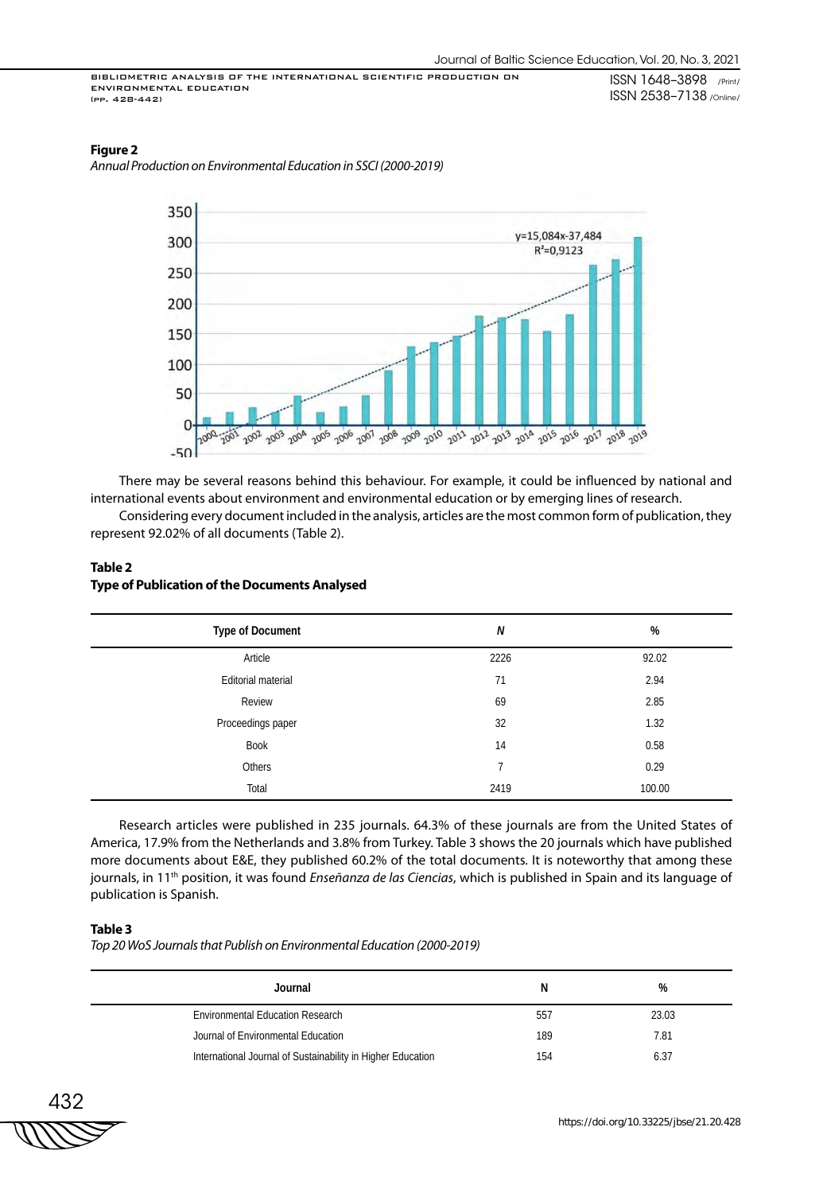**Figure 2**

*Annual Production on Environmental Education in SSCI (2000-2019)*

There may be several reasons behind this behaviour. For example, it could be influenced by national and international events about environment and environmental education or by emerging lines of research.

Considering every document included in the analysis, articles are the most common form of publication, they represent 92.02% of all documents (Table 2).

**Table 2**

**Type of Publication of the Documents Analysed**

| Type of Document | *N* | % |
|---|---|---|
| Article | 2226 | 92.02 |
| Editorial material | 71 | 2.94 |
| Review | 69 | 2.85 |
| Proceedings paper | 32 | 1.32 |
| Book | 14 | 0.58 |
| Others | 7 | 0.29 |
| Total | 2419 | 100.00 |

Research articles were published in 235 journals. 64.3% of these journals are from the United States of America, 17.9% from the Netherlands and 3.8% from Turkey. Table 3 shows the 20 journals which have published more documents about E&E, they published 60.2% of the total documents. It is noteworthy that among these journals, in 11[th] position, it was found *Enseñanza de las Ciencias*, which is published in Spain and its language of publication is Spanish.

**Table 3**

*Top 20 WoS Journals that Publish on Environmental Education (2000-2019)*

| Journal | N | % |
|---|---|---|
| Environmental Education Research | 557 | 23.03 |
| Journal of Environmental Education | 189 | 7.81 |
| International Journal of Sustainability in Higher Education | 154 | 6.37 |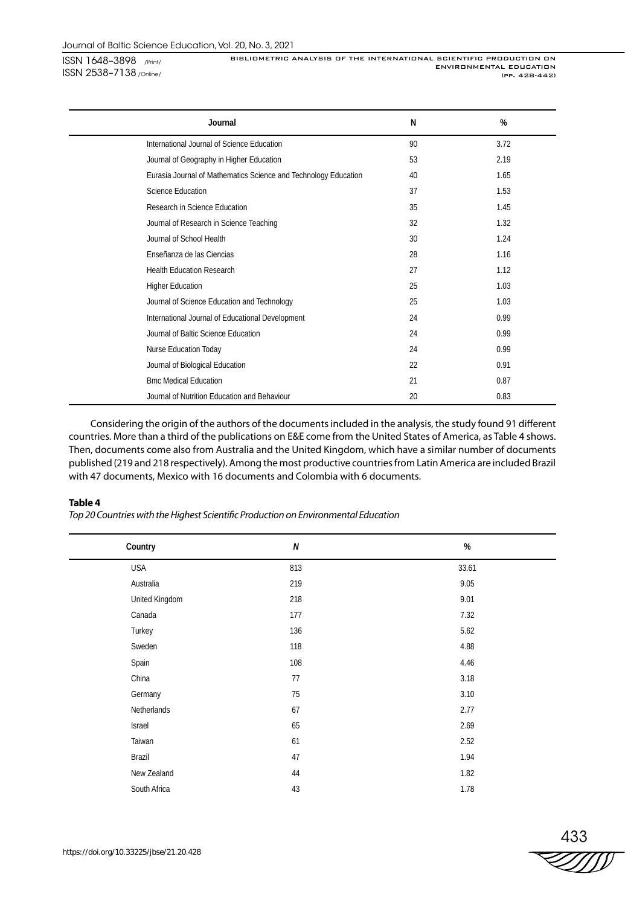| Journal | N | % |
|---|---|---|
| International Journal of Science Education | 90 | 3.72 |
| Journal of Geography in Higher Education | 53 | 2.19 |
| Eurasia Journal of Mathematics Science and Technology Education | 40 | 1.65 |
| Science Education | 37 | 1.53 |
| Research in Science Education | 35 | 1.45 |
| Journal of Research in Science Teaching | 32 | 1.32 |
| Journal of School Health | 30 | 1.24 |
| Enseñanza de las Ciencias | 28 | 1.16 |
| Health Education Research | 27 | 1.12 |
| Higher Education | 25 | 1.03 |
| Journal of Science Education and Technology | 25 | 1.03 |
| International Journal of Educational Development | 24 | 0.99 |
| Journal of Baltic Science Education | 24 | 0.99 |
| Nurse Education Today | 24 | 0.99 |
| Journal of Biological Education | 22 | 0.91 |
| Bmc Medical Education | 21 | 0.87 |
| Journal of Nutrition Education and Behaviour | 20 | 0.83 |

Considering the origin of the authors of the documents included in the analysis, the study found 91 different countries. More than a third of the publications on E&E come from the United States of America, as Table 4 shows. Then, documents come also from Australia and the United Kingdom, which have a similar number of documents published (219 and 218 respectively). Among the most productive countries from Latin America are included Brazil with 47 documents, Mexico with 16 documents and Colombia with 6 documents.

**Table 4**

*Top 20 Countries with the Highest Scientific Production on Environmental Education*

| Country | *N* | % |
|---|---|---|
| USA | 813 | 33.61 |
| Australia | 219 | 9.05 |
| United Kingdom | 218 | 9.01 |
| Canada | 177 | 7.32 |
| Turkey | 136 | 5.62 |
| Sweden | 118 | 4.88 |
| Spain | 108 | 4.46 |
| China | 77 | 3.18 |
| Germany | 75 | 3.10 |
| Netherlands | 67 | 2.77 |
| Israel | 65 | 2.69 |
| Taiwan | 61 | 2.52 |
| Brazil | 47 | 1.94 |
| New Zealand | 44 | 1.82 |
| South Africa | 43 | 1.78 |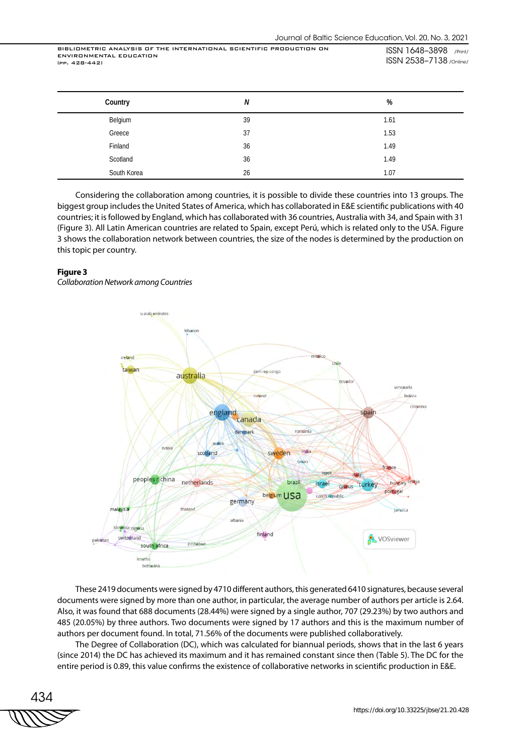| Country | N | % |
|---|---|---|
| Belgium | 39 | 1.61 |
| Greece | 37 | 1.53 |
| Finland | 36 | 1.49 |
| Scotland | 36 | 1.49 |
| South Korea | 26 | 1.07 |

Considering the collaboration among countries, it is possible to divide these countries into 13 groups. The biggest group includes the United States of America, which has collaborated in E&E scientific publications with 40 countries; it is followed by England, which has collaborated with 36 countries, Australia with 34, and Spain with 31 (Figure 3). All Latin American countries are related to Spain, except Perú, which is related only to the USA. Figure 3 shows the collaboration network between countries, the size of the nodes is determined by the production on this topic per country.

**Figure 3**

*Collaboration Network among Countries*

These 2419 documents were signed by 4710 different authors, this generated 6410 signatures, because several documents were signed by more than one author, in particular, the average number of authors per article is 2.64. Also, it was found that 688 documents (28.44%) were signed by a single author, 707 (29.23%) by two authors and 485 (20.05%) by three authors. Two documents were signed by 17 authors and this is the maximum number of authors per document found. In total, 71.56% of the documents were published collaboratively.

The Degree of Collaboration (DC), which was calculated for biannual periods, shows that in the last 6 years (since 2014) the DC has achieved its maximum and it has remained constant since then (Table 5). The DC for the entire period is 0.89, this value confirms the existence of collaborative networks in scientific production in E&E.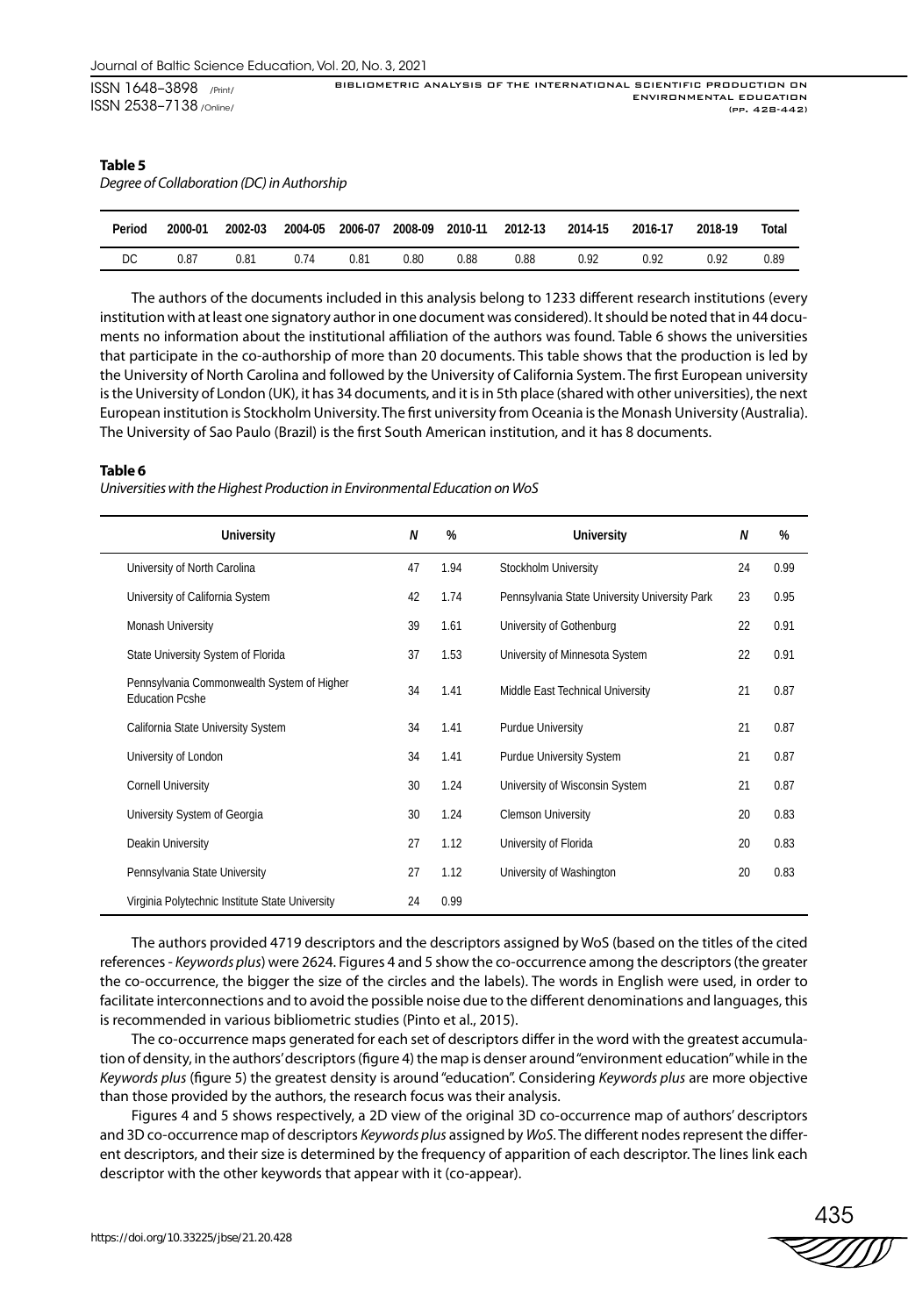**Table 5**

*Degree of Collaboration (DC) in Authorship*

| Period | 2000-01 | 2002-03 | 2004-05 | 2006-07 | 2008-09 | 2010-11 | 2012-13 | 2014-15 | 2016-17 | 2018-19 | Total |
|---|---|---|---|---|---|---|---|---|---|---|---|
| DC | 0.87 | 0.81 | 0.74 | 0.81 | 0.80 | 0.88 | 0.88 | 0.92 | 0.92 | 0.92 | 0.89 |

The authors of the documents included in this analysis belong to 1233 different research institutions (every institution with at least one signatory author in one document was considered). It should be noted that in 44 documents no information about the institutional affiliation of the authors was found. Table 6 shows the universities that participate in the co-authorship of more than 20 documents. This table shows that the production is led by the University of North Carolina and followed by the University of California System. The first European university is the University of London (UK), it has 34 documents, and it is in 5th place (shared with other universities), the next European institution is Stockholm University. The first university from Oceania is the Monash University (Australia). The University of Sao Paulo (Brazil) is the first South American institution, and it has 8 documents.

**Table 6**

*Universities with the Highest Production in Environmental Education on WoS*

| University | *N* | % | University | *N* | % |
|---|---|---|---|---|---|
| University of North Carolina | 47 | 1.94 | Stockholm University | 24 | 0.99 |
| University of California System | 42 | 1.74 | Pennsylvania State University University Park | 23 | 0.95 |
| Monash University | 39 | 1.61 | University of Gothenburg | 22 | 0.91 |
| State University System of Florida | 37 | 1.53 | University of Minnesota System | 22 | 0.91 |
| Pennsylvania Commonwealth System of Higher Education Pcshe | 34 | 1.41 | Middle East Technical University | 21 | 0.87 |
| California State University System | 34 | 1.41 | Purdue University | 21 | 0.87 |
| University of London | 34 | 1.41 | Purdue University System | 21 | 0.87 |
| Cornell University | 30 | 1.24 | University of Wisconsin System | 21 | 0.87 |
| University System of Georgia | 30 | 1.24 | Clemson University | 20 | 0.83 |
| Deakin University | 27 | 1.12 | University of Florida | 20 | 0.83 |
| Pennsylvania State University | 27 | 1.12 | University of Washington | 20 | 0.83 |
| Virginia Polytechnic Institute State University | 24 | 0.99 | | | |

The authors provided 4719 descriptors and the descriptors assigned by WoS (based on the titles of the cited references - *Keywords plus*) were 2624. Figures 4 and 5 show the co-occurrence among the descriptors (the greater the co-occurrence, the bigger the size of the circles and the labels). The words in English were used, in order to facilitate interconnections and to avoid the possible noise due to the different denominations and languages, this is recommended in various bibliometric studies (Pinto et al., 2015).

The co-occurrence maps generated for each set of descriptors differ in the word with the greatest accumulation of density, in the authors' descriptors (figure 4) the map is denser around "environment education" while in the *Keywords plus* (figure 5) the greatest density is around "education". Considering *Keywords plus* are more objective than those provided by the authors, the research focus was their analysis.

Figures 4 and 5 shows respectively, a 2D view of the original 3D co-occurrence map of authors' descriptors and 3D co-occurrence map of descriptors *Keywords plus* assigned by *WoS*. The different nodes represent the different descriptors, and their size is determined by the frequency of apparition of each descriptor. The lines link each descriptor with the other keywords that appear with it (co-appear).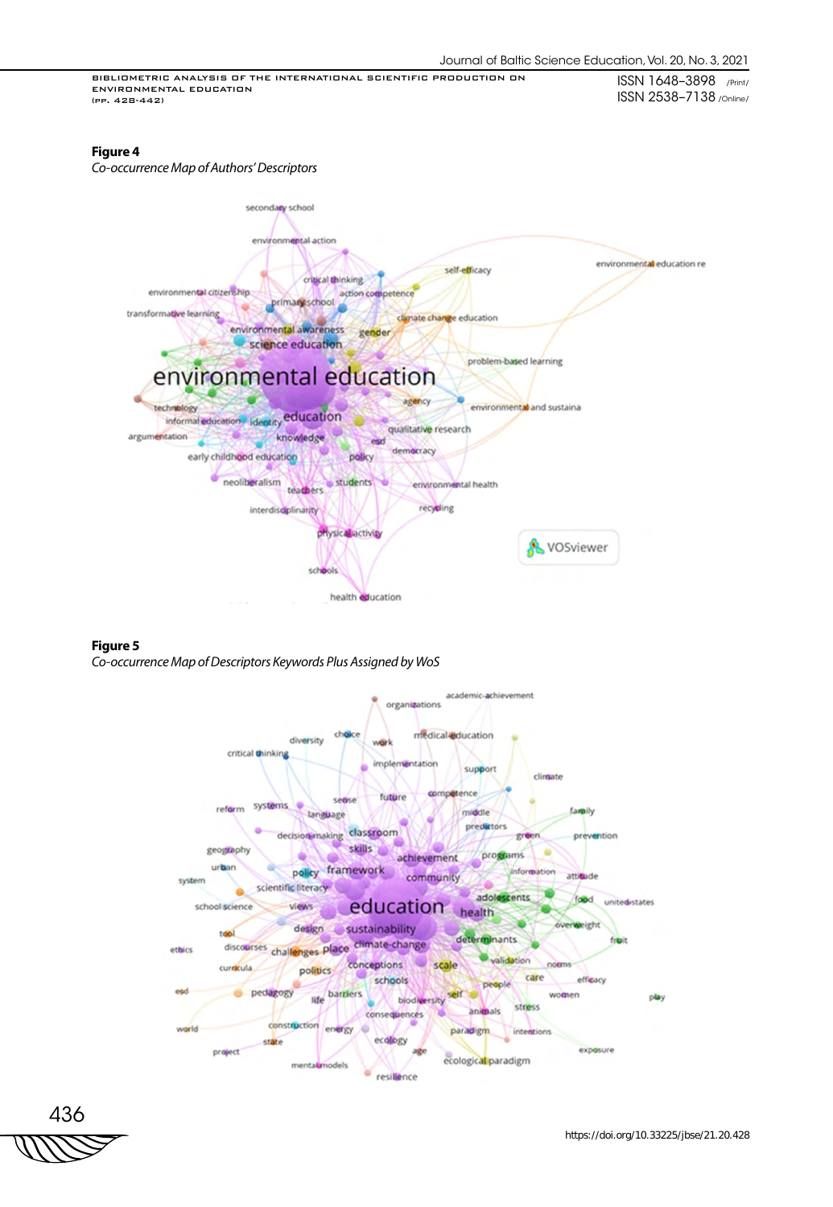**Figure 4**

*Co-occurrence Map of Authors' Descriptors*

**Figure 5**

*Co-occurrence Map of Descriptors Keywords Plus Assigned by WoS*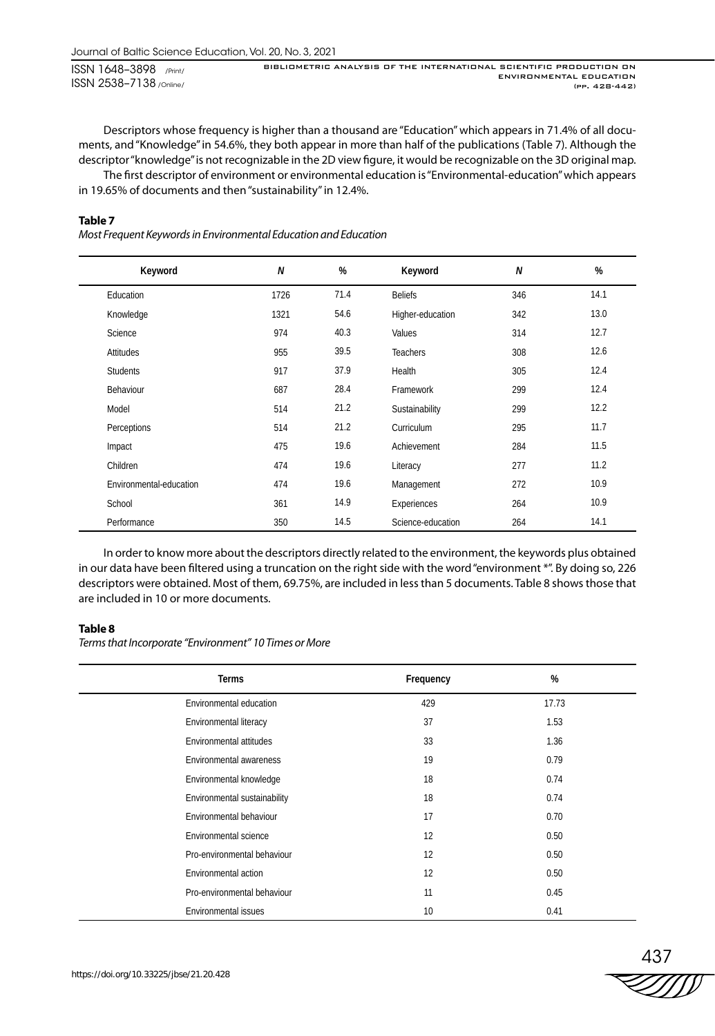Descriptors whose frequency is higher than a thousand are "Education" which appears in 71.4% of all documents, and "Knowledge" in 54.6%, they both appear in more than half of the publications (Table 7). Although the descriptor "knowledge" is not recognizable in the 2D view figure, it would be recognizable on the 3D original map.

The first descriptor of environment or environmental education is "Environmental-education" which appears in 19.65% of documents and then "sustainability" in 12.4%.

**Table 7**

*Most Frequent Keywords in Environmental Education and Education*

| Keyword | N | % | Keyword | N | % |
|---|---|---|---|---|---|
| Education | 1726 | 71.4 | Beliefs | 346 | 14.1 |
| Knowledge | 1321 | 54.6 | Higher-education | 342 | 13.0 |
| Science | 974 | 40.3 | Values | 314 | 12.7 |
| Attitudes | 955 | 39.5 | Teachers | 308 | 12.6 |
| Students | 917 | 37.9 | Health | 305 | 12.4 |
| Behaviour | 687 | 28.4 | Framework | 299 | 12.4 |
| Model | 514 | 21.2 | Sustainability | 299 | 12.2 |
| Perceptions | 514 | 21.2 | Curriculum | 295 | 11.7 |
| Impact | 475 | 19.6 | Achievement | 284 | 11.5 |
| Children | 474 | 19.6 | Literacy | 277 | 11.2 |
| Environmental-education | 474 | 19.6 | Management | 272 | 10.9 |
| School | 361 | 14.9 | Experiences | 264 | 10.9 |
| Performance | 350 | 14.5 | Science-education | 264 | 14.1 |

In order to know more about the descriptors directly related to the environment, the keywords plus obtained in our data have been filtered using a truncation on the right side with the word "environment *". By doing so, 226 descriptors were obtained. Most of them, 69.75%, are included in less than 5 documents. Table 8 shows those that are included in 10 or more documents.

**Table 8**

*Terms that Incorporate "Environment" 10 Times or More*

| Terms | Frequency | % |
|---|---|---|
| Environmental education | 429 | 17.73 |
| Environmental literacy | 37 | 1.53 |
| Environmental attitudes | 33 | 1.36 |
| Environmental awareness | 19 | 0.79 |
| Environmental knowledge | 18 | 0.74 |
| Environmental sustainability | 18 | 0.74 |
| Environmental behaviour | 17 | 0.70 |
| Environmental science | 12 | 0.50 |
| Pro-environmental behaviour | 12 | 0.50 |
| Environmental action | 12 | 0.50 |
| Pro-environmental behaviour | 11 | 0.45 |
| Environmental issues | 10 | 0.41 |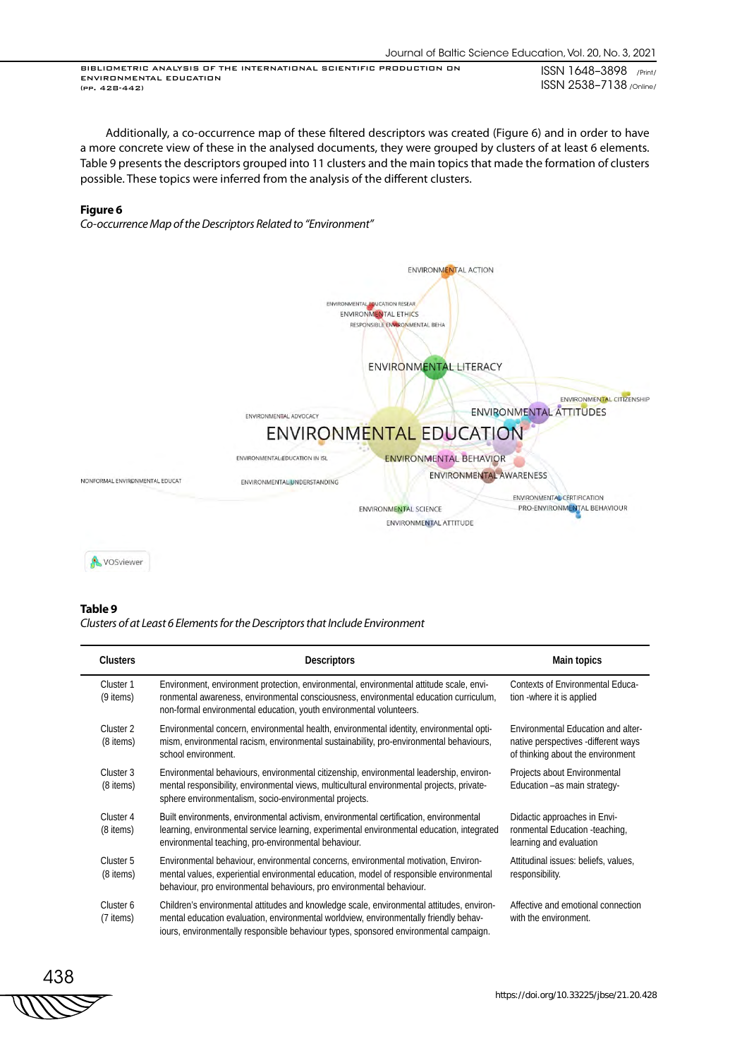Additionally, a co-occurrence map of these filtered descriptors was created (Figure 6) and in order to have a more concrete view of these in the analysed documents, they were grouped by clusters of at least 6 elements. Table 9 presents the descriptors grouped into 11 clusters and the main topics that made the formation of clusters possible. These topics were inferred from the analysis of the different clusters.

**Figure 6**

*Co-occurrence Map of the Descriptors Related to "Environment"*

**Table 9**

*Clusters of at Least 6 Elements for the Descriptors that Include Environment*

| Clusters | Descriptors | Main topics |
|---|---|---|
| Cluster 1 (9 items) | Environment, environment protection, environmental, environmental attitude scale, environmental awareness, environmental consciousness, environmental education curriculum, non-formal environmental education, youth environmental volunteers. | Contexts of Environmental Education -where it is applied |
| Cluster 2 (8 items) | Environmental concern, environmental health, environmental identity, environmental optimism, environmental racism, environmental sustainability, pro-environmental behaviours, school environment. | Environmental Education and alternative perspectives -different ways of thinking about the environment |
| Cluster 3 (8 items) | Environmental behaviours, environmental citizenship, environmental leadership, environmental responsibility, environmental views, multicultural environmental projects, private-sphere environmentalism, socio-environmental projects. | Projects about Environmental Education –as main strategy- |
| Cluster 4 (8 items) | Built environments, environmental activism, environmental certification, environmental learning, environmental service learning, experimental environmental education, integrated environmental teaching, pro-environmental behaviour. | Didactic approaches in Environmental Education -teaching, learning and evaluation |
| Cluster 5 (8 items) | Environmental behaviour, environmental concerns, environmental motivation, Environmental values, experiential environmental education, model of responsible environmental behaviour, pro environmental behaviours, pro environmental behaviour. | Attitudinal issues: beliefs, values, responsibility. |
| Cluster 6 (7 items) | Children's environmental attitudes and knowledge scale, environmental attitudes, environmental education evaluation, environmental worldview, environmentally friendly behaviours, environmentally responsible behaviour types, sponsored environmental campaign. | Affective and emotional connection with the environment. |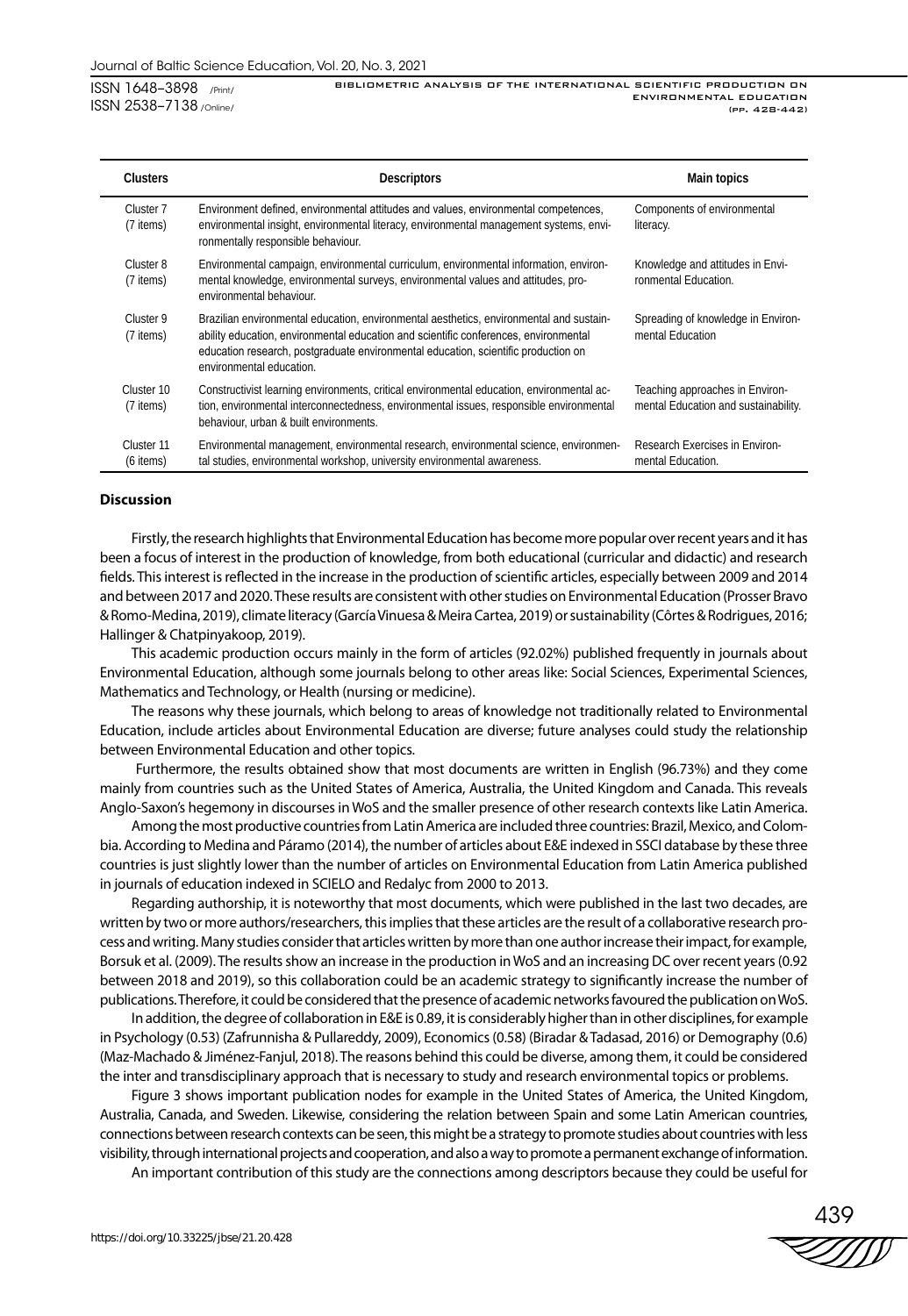| Clusters | Descriptors | Main topics |
|---|---|---|
| Cluster 7 (7 items) | Environment defined, environmental attitudes and values, environmental competences, environmental insight, environmental literacy, environmental management systems, environmentally responsible behaviour. | Components of environmental literacy. |
| Cluster 8 (7 items) | Environmental campaign, environmental curriculum, environmental information, environmental knowledge, environmental surveys, environmental values and attitudes, pro-environmental behaviour. | Knowledge and attitudes in Environmental Education. |
| Cluster 9 (7 items) | Brazilian environmental education, environmental aesthetics, environmental and sustainability education, environmental education and scientific conferences, environmental education research, postgraduate environmental education, scientific production on environmental education. | Spreading of knowledge in Environmental Education |
| Cluster 10 (7 items) | Constructivist learning environments, critical environmental education, environmental action, environmental interconnectedness, environmental issues, responsible environmental behaviour, urban & built environments. | Teaching approaches in Environmental Education and sustainability. |
| Cluster 11 (6 items) | Environmental management, environmental research, environmental science, environmental studies, environmental workshop, university environmental awareness. | Research Exercises in Environmental Education. |

## Discussion

Firstly, the research highlights that Environmental Education has become more popular over recent years and it has been a focus of interest in the production of knowledge, from both educational (curricular and didactic) and research fields. This interest is reflected in the increase in the production of scientific articles, especially between 2009 and 2014 and between 2017 and 2020. These results are consistent with other studies on Environmental Education (Prosser Bravo & Romo-Medina, 2019), climate literacy (García Vinuesa & Meira Cartea, 2019) or sustainability (Côrtes & Rodrigues, 2016; Hallinger & Chatpinyakoop, 2019).

This academic production occurs mainly in the form of articles (92.02%) published frequently in journals about Environmental Education, although some journals belong to other areas like: Social Sciences, Experimental Sciences, Mathematics and Technology, or Health (nursing or medicine).

The reasons why these journals, which belong to areas of knowledge not traditionally related to Environmental Education, include articles about Environmental Education are diverse; future analyses could study the relationship between Environmental Education and other topics.

Furthermore, the results obtained show that most documents are written in English (96.73%) and they come mainly from countries such as the United States of America, Australia, the United Kingdom and Canada. This reveals Anglo-Saxon's hegemony in discourses in WoS and the smaller presence of other research contexts like Latin America.

Among the most productive countries from Latin America are included three countries: Brazil, Mexico, and Colombia. According to Medina and Páramo (2014), the number of articles about E&E indexed in SSCI database by these three countries is just slightly lower than the number of articles on Environmental Education from Latin America published in journals of education indexed in SCIELO and Redalyc from 2000 to 2013.

Regarding authorship, it is noteworthy that most documents, which were published in the last two decades, are written by two or more authors/researchers, this implies that these articles are the result of a collaborative research process and writing. Many studies consider that articles written by more than one author increase their impact, for example, Borsuk et al. (2009). The results show an increase in the production in WoS and an increasing DC over recent years (0.92 between 2018 and 2019), so this collaboration could be an academic strategy to significantly increase the number of publications. Therefore, it could be considered that the presence of academic networks favoured the publication on WoS.

In addition, the degree of collaboration in E&E is 0.89, it is considerably higher than in other disciplines, for example in Psychology (0.53) (Zafrunnisha & Pullareddy, 2009), Economics (0.58) (Biradar & Tadasad, 2016) or Demography (0.6) (Maz-Machado & Jiménez-Fanjul, 2018). The reasons behind this could be diverse, among them, it could be considered the inter and transdisciplinary approach that is necessary to study and research environmental topics or problems.

Figure 3 shows important publication nodes for example in the United States of America, the United Kingdom, Australia, Canada, and Sweden. Likewise, considering the relation between Spain and some Latin American countries, connections between research contexts can be seen, this might be a strategy to promote studies about countries with less visibility, through international projects and cooperation, and also a way to promote a permanent exchange of information.

An important contribution of this study are the connections among descriptors because they could be useful for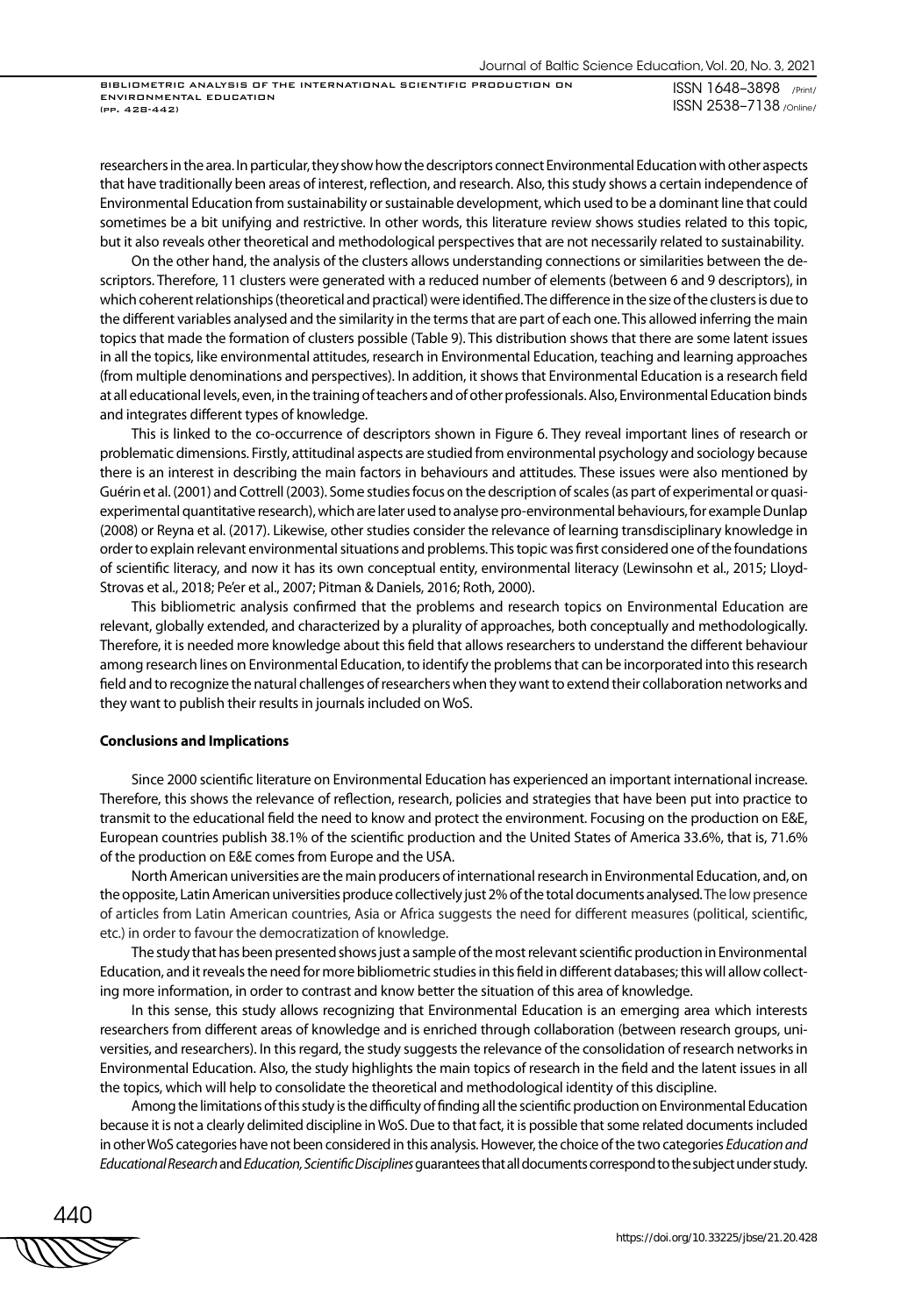researchers in the area. In particular, they show how the descriptors connect Environmental Education with other aspects that have traditionally been areas of interest, reflection, and research. Also, this study shows a certain independence of Environmental Education from sustainability or sustainable development, which used to be a dominant line that could sometimes be a bit unifying and restrictive. In other words, this literature review shows studies related to this topic, but it also reveals other theoretical and methodological perspectives that are not necessarily related to sustainability.

On the other hand, the analysis of the clusters allows understanding connections or similarities between the descriptors. Therefore, 11 clusters were generated with a reduced number of elements (between 6 and 9 descriptors), in which coherent relationships (theoretical and practical) were identified. The difference in the size of the clusters is due to the different variables analysed and the similarity in the terms that are part of each one. This allowed inferring the main topics that made the formation of clusters possible (Table 9). This distribution shows that there are some latent issues in all the topics, like environmental attitudes, research in Environmental Education, teaching and learning approaches (from multiple denominations and perspectives). In addition, it shows that Environmental Education is a research field at all educational levels, even, in the training of teachers and of other professionals. Also, Environmental Education binds and integrates different types of knowledge.

This is linked to the co-occurrence of descriptors shown in Figure 6. They reveal important lines of research or problematic dimensions. Firstly, attitudinal aspects are studied from environmental psychology and sociology because there is an interest in describing the main factors in behaviours and attitudes. These issues were also mentioned by Guérin et al. (2001) and Cottrell (2003). Some studies focus on the description of scales (as part of experimental or quasi-experimental quantitative research), which are later used to analyse pro-environmental behaviours, for example Dunlap (2008) or Reyna et al. (2017). Likewise, other studies consider the relevance of learning transdisciplinary knowledge in order to explain relevant environmental situations and problems. This topic was first considered one of the foundations of scientific literacy, and now it has its own conceptual entity, environmental literacy (Lewinsohn et al., 2015; Lloyd-Strovas et al., 2018; Pe'er et al., 2007; Pitman & Daniels, 2016; Roth, 2000).

This bibliometric analysis confirmed that the problems and research topics on Environmental Education are relevant, globally extended, and characterized by a plurality of approaches, both conceptually and methodologically. Therefore, it is needed more knowledge about this field that allows researchers to understand the different behaviour among research lines on Environmental Education, to identify the problems that can be incorporated into this research field and to recognize the natural challenges of researchers when they want to extend their collaboration networks and they want to publish their results in journals included on WoS.

### Conclusions and Implications

Since 2000 scientific literature on Environmental Education has experienced an important international increase. Therefore, this shows the relevance of reflection, research, policies and strategies that have been put into practice to transmit to the educational field the need to know and protect the environment. Focusing on the production on E&E, European countries publish 38.1% of the scientific production and the United States of America 33.6%, that is, 71.6% of the production on E&E comes from Europe and the USA.

North American universities are the main producers of international research in Environmental Education, and, on the opposite, Latin American universities produce collectively just 2% of the total documents analysed. The low presence of articles from Latin American countries, Asia or Africa suggests the need for different measures (political, scientific, etc.) in order to favour the democratization of knowledge.

The study that has been presented shows just a sample of the most relevant scientific production in Environmental Education, and it reveals the need for more bibliometric studies in this field in different databases; this will allow collecting more information, in order to contrast and know better the situation of this area of knowledge.

In this sense, this study allows recognizing that Environmental Education is an emerging area which interests researchers from different areas of knowledge and is enriched through collaboration (between research groups, universities, and researchers). In this regard, the study suggests the relevance of the consolidation of research networks in Environmental Education. Also, the study highlights the main topics of research in the field and the latent issues in all the topics, which will help to consolidate the theoretical and methodological identity of this discipline.

Among the limitations of this study is the difficulty of finding all the scientific production on Environmental Education because it is not a clearly delimited discipline in WoS. Due to that fact, it is possible that some related documents included in other WoS categories have not been considered in this analysis. However, the choice of the two categories *Education and Educational Research* and *Education, Scientific Disciplines* guarantees that all documents correspond to the subject under study.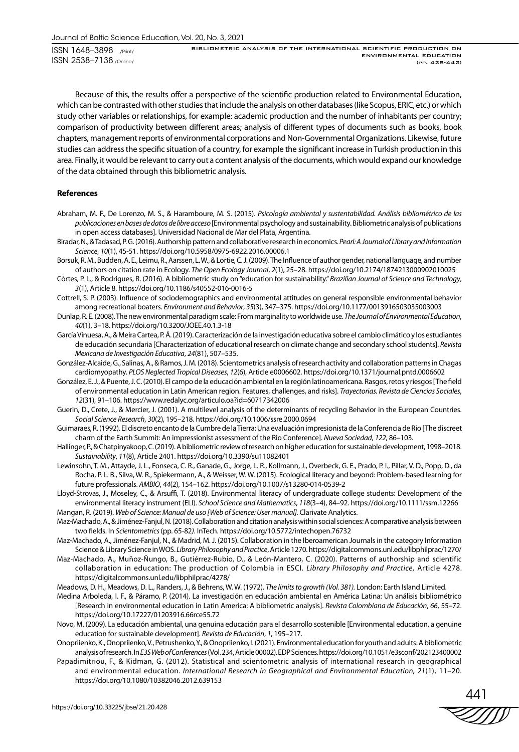Because of this, the results offer a perspective of the scientific production related to Environmental Education, which can be contrasted with other studies that include the analysis on other databases (like Scopus, ERIC, etc.) or which study other variables or relationships, for example: academic production and the number of inhabitants per country; comparison of productivity between different areas; analysis of different types of documents such as books, book chapters, management reports of environmental corporations and Non-Governmental Organizations. Likewise, future studies can address the specific situation of a country, for example the significant increase in Turkish production in this area. Finally, it would be relevant to carry out a content analysis of the documents, which would expand our knowledge of the data obtained through this bibliometric analysis.

## References

Abraham, M. F., De Lorenzo, M. S., & Haramboure, M. S. (2015). *Psicología ambiental y sustentabilidad. Análisis bibliométrico de las publicaciones en bases de datos de libre acceso* [Environmental psychology and sustainability. Bibliometric analysis of publications in open access databases]. Universidad Nacional de Mar del Plata, Argentina.

Biradar, N., & Tadasad, P. G. (2016). Authorship pattern and collaborative research in economics. *Pearl: A Journal of Library and Information Science*, *10*(1), 45-51. https://doi.org/10.5958/0975-6922.2016.00006.1

Borsuk, R. M., Budden, A. E., Leimu, R., Aarssen, L. W., & Lortie, C. J. (2009). The Influence of author gender, national language, and number of authors on citation rate in Ecology. *The Open Ecology Journal*, *2*(1), 25–28. https://doi.org/10.2174/1874213000902010025

Côrtes, P. L., & Rodrigues, R. (2016). A bibliometric study on "education for sustainability." *Brazilian Journal of Science and Technology*, *3*(1), Article 8. https://doi.org/10.1186/s40552-016-0016-5

Cottrell, S. P. (2003). Influence of sociodemographics and environmental attitudes on general responsible environmental behavior among recreational boaters. *Environment and Behavior*, *35*(3), 347–375. https://doi.org/10.1177/0013916503035003003

Dunlap, R. E. (2008). The new environmental paradigm scale: From marginality to worldwide use. *The Journal of Environmental Education*, *40*(1), 3–18. https://doi.org/10.3200/JOEE.40.1.3-18

García Vinuesa, A., & Meira Cartea, P. Á. (2019). Caracterización de la investigación educativa sobre el cambio climático y los estudiantes de educación secundaria [Characterization of educational research on climate change and secondary school students]. *Revista Mexicana de Investigación Educativa*, *24*(81), 507–535.

González-Alcaide, G., Salinas, A., & Ramos, J. M. (2018). Scientometrics analysis of research activity and collaboration patterns in Chagas cardiomyopathy. *PLOS Neglected Tropical Diseases*, *12*(6), Article e0006602. https://doi.org/10.1371/journal.pntd.0006602

González, E. J., & Puente, J. C. (2010). El campo de la educación ambiental en la región latinoamericana. Rasgos, retos y riesgos [The field of environmental education in Latin American region. Features, challenges, and risks]. *Trayectorias. Revista de Ciencias Sociales*, *12*(31), 91–106. https://www.redalyc.org/articulo.oa?id=60717342006

Guerin, D., Crete, J., & Mercier, J. (2001). A multilevel analysis of the determinants of recycling Behavior in the European Countries. *Social Science Research*, *30*(2), 195–218. https://doi.org/10.1006/ssre.2000.0694

Guimaraes, R. (1992). El discreto encanto de la Cumbre de la Tierra: Una evaluación impresionista de la Conferencia de Rio [The discreet charm of the Earth Summit: An impressionist assessment of the Rio Conference]. *Nueva Sociedad*, *122*, 86–103.

Hallinger, P., & Chatpinyakoop, C. (2019). A bibliometric review of research on higher education for sustainable development, 1998–2018. *Sustainability*, *11*(8), Article 2401. https://doi.org/10.3390/su11082401

Lewinsohn, T. M., Attayde, J. L., Fonseca, C. R., Ganade, G., Jorge, L. R., Kollmann, J., Overbeck, G. E., Prado, P. I., Pillar, V. D., Popp, D., da Rocha, P. L. B., Silva, W. R., Spiekermann, A., & Weisser, W. W. (2015). Ecological literacy and beyond: Problem-based learning for future professionals. *AMBIO*, *44*(2), 154–162. https://doi.org/10.1007/s13280-014-0539-2

Lloyd-Strovas, J., Moseley, C., & Arsuffi, T. (2018). Environmental literacy of undergraduate college students: Development of the environmental literacy instrument (ELI). *School Science and Mathematics*, *118*(3–4), 84–92. https://doi.org/10.1111/ssm.12266

Mangan, R. (2019). *Web of Science: Manual de uso [Web of Science: User manual]*. Clarivate Analytics.

Maz-Machado, A., & Jiménez-Fanjul, N. (2018). Collaboration and citation analysis within social sciences: A comparative analysis between two fields. In *Scientometrics* (pp. 65-82). InTech. https://doi.org/10.5772/intechopen.76732

Maz-Machado, A., Jiménez-Fanjul, N., & Madrid, M. J. (2015). Collaboration in the Iberoamerican Journals in the category Information Science & Library Science in WOS. *Library Philosophy and Practice*, Article 1270. https://digitalcommons.unl.edu/libphilprac/1270/

Maz-Machado, A., Muñoz-Ñungo, B., Gutiérrez-Rubio, D., & León-Mantero, C. (2020). Patterns of authorship and scientific collaboration in education: The production of Colombia in ESCI. *Library Philosophy and Practice*, Article 4278. https://digitalcommons.unl.edu/libphilprac/4278/

Meadows, D. H., Meadows, D. L., Randers, J., & Behrens, W. W. (1972). *The limits to growth (Vol. 381)*. London: Earth Island Limited.

Medina Arboleda, I. F., & Páramo, P. (2014). La investigación en educación ambiental en América Latina: Un análisis bibliométrico [Research in environmental education in Latin America: A bibliometric analysis]. *Revista Colombiana de Educación*, *66*, 55–72. https://doi.org/10.17227/01203916.66rce55.72

Novo, M. (2009). La educación ambiental, una genuina educación para el desarrollo sostenible [Environmental education, a genuine education for sustainable development]. *Revista de Educación*, *1*, 195–217.

Onopriienko, K., Onopriienko, V., Petrushenko, Y., & Onopriienko, I. (2021). Environmental education for youth and adults: A bibliometric analysis of research. In *E3S Web of Conferences* (Vol. 234, Article 00002). EDP Sciences. https://doi.org/10.1051/e3sconf/202123400002

Papadimitriou, F., & Kidman, G. (2012). Statistical and scientometric analysis of international research in geographical and environmental education. *International Research in Geographical and Environmental Education*, *21*(1), 11–20. https://doi.org/10.1080/10382046.2012.639153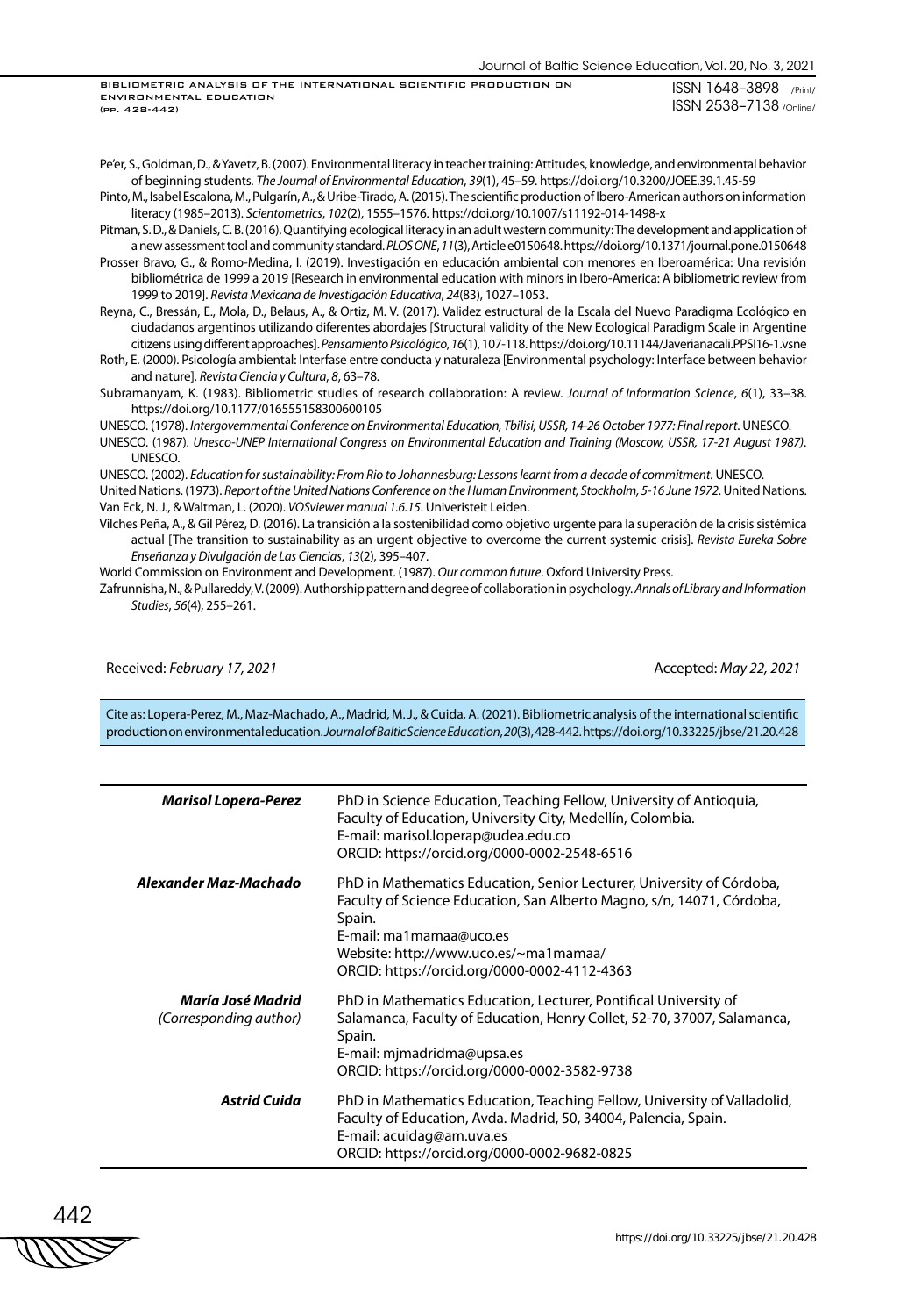Pe'er, S., Goldman, D., & Yavetz, B. (2007). Environmental literacy in teacher training: Attitudes, knowledge, and environmental behavior of beginning students. *The Journal of Environmental Education*, *39*(1), 45–59. https://doi.org/10.3200/JOEE.39.1.45-59

Pinto, M., Isabel Escalona, M., Pulgarín, A., & Uribe-Tirado, A. (2015). The scientific production of Ibero-American authors on information literacy (1985–2013). *Scientometrics*, *102*(2), 1555–1576. https://doi.org/10.1007/s11192-014-1498-x

Pitman, S. D., & Daniels, C. B. (2016). Quantifying ecological literacy in an adult western community: The development and application of a new assessment tool and community standard. *PLOS ONE*, *11*(3), Article e0150648. https://doi.org/10.1371/journal.pone.0150648

Prosser Bravo, G., & Romo-Medina, I. (2019). Investigación en educación ambiental con menores en Iberoamérica: Una revisión bibliométrica de 1999 a 2019 [Research in environmental education with minors in Ibero-America: A bibliometric review from 1999 to 2019]. *Revista Mexicana de Investigación Educativa*, *24*(83), 1027–1053.

Reyna, C., Bressán, E., Mola, D., Belaus, A., & Ortiz, M. V. (2017). Validez estructural de la Escala del Nuevo Paradigma Ecológico en ciudadanos argentinos utilizando diferentes abordajes [Structural validity of the New Ecological Paradigm Scale in Argentine citizens using different approaches]. *Pensamiento Psicológico*, *16*(1), 107-118. https://doi.org/10.11144/Javerianacali.PPSI16-1.vsne

Roth, E. (2000). Psicología ambiental: Interfase entre conducta y naturaleza [Environmental psychology: Interface between behavior and nature]. *Revista Ciencia y Cultura*, *8*, 63–78.

Subramanyam, K. (1983). Bibliometric studies of research collaboration: A review. *Journal of Information Science*, *6*(1), 33–38. https://doi.org/10.1177/016555158300600105

UNESCO. (1978). *Intergovernmental Conference on Environmental Education, Tbilisi, USSR, 14-26 October 1977: Final report*. UNESCO.

UNESCO. (1987). *Unesco-UNEP International Congress on Environmental Education and Training (Moscow, USSR, 17-21 August 1987)*. UNESCO.

UNESCO. (2002). *Education for sustainability: From Rio to Johannesburg: Lessons learnt from a decade of commitment*. UNESCO.

United Nations. (1973). *Report of the United Nations Conference on the Human Environment, Stockholm, 5-16 June 1972*. United Nations.

Van Eck, N. J., & Waltman, L. (2020). *VOSviewer manual 1.6.15*. Univeristeit Leiden.

Vilches Peña, A., & Gil Pérez, D. (2016). La transición a la sostenibilidad como objetivo urgente para la superación de la crisis sistémica actual [The transition to sustainability as an urgent objective to overcome the current systemic crisis]. *Revista Eureka Sobre Enseñanza y Divulgación de Las Ciencias*, *13*(2), 395–407.

World Commission on Environment and Development. (1987). *Our common future*. Oxford University Press.

Zafrunnisha, N., & Pullareddy, V. (2009). Authorship pattern and degree of collaboration in psychology. *Annals of Library and Information Studies*, *56*(4), 255–261.

Received: *February 17, 2021* Accepted: *May 22, 2021*

Cite as: Lopera-Perez, M., Maz-Machado, A., Madrid, M. J., & Cuida, A. (2021). Bibliometric analysis of the international scientific production on environmental education. *Journal of Baltic Science Education*, *20*(3), 428-442. https://doi.org/10.33225/jbse/21.20.428

| | |
|---|---|
| ***Marisol Lopera-Perez*** | PhD in Science Education, Teaching Fellow, University of Antioquia, Faculty of Education, University City, Medellín, Colombia.<br>E-mail: marisol.loperap@udea.edu.co<br>ORCID: https://orcid.org/0000-0002-2548-6516 |
| ***Alexander Maz-Machado*** | PhD in Mathematics Education, Senior Lecturer, University of Córdoba, Faculty of Science Education, San Alberto Magno, s/n, 14071, Córdoba, Spain.<br>E-mail: ma1mamaa@uco.es<br>Website: http://www.uco.es/~ma1mamaa/<br>ORCID: https://orcid.org/0000-0002-4112-4363 |
| ***María José Madrid***<br>*(Corresponding author)* | PhD in Mathematics Education, Lecturer, Pontifical University of Salamanca, Faculty of Education, Henry Collet, 52-70, 37007, Salamanca, Spain.<br>E-mail: mjmadridma@upsa.es<br>ORCID: https://orcid.org/0000-0002-3582-9738 |
| ***Astrid Cuida*** | PhD in Mathematics Education, Teaching Fellow, University of Valladolid, Faculty of Education, Avda. Madrid, 50, 34004, Palencia, Spain.<br>E-mail: acuidag@am.uva.es<br>ORCID: https://orcid.org/0000-0002-9682-0825 |